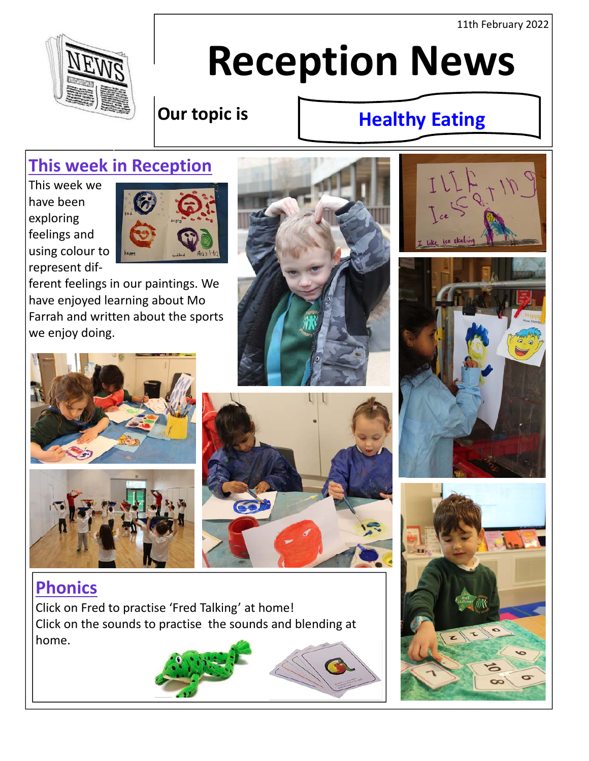11th February 2022

# Reception News

**Our topic is** **Healthy Eating**

## This week in Reception

This week we have been exploring feelings and using colour to represent different feelings in our paintings. We have enjoyed learning about Mo Farrah and written about the sports we enjoy doing.

## Phonics

Click on Fred to practise 'Fred Talking' at home!
Click on the sounds to practise the sounds and blending at home.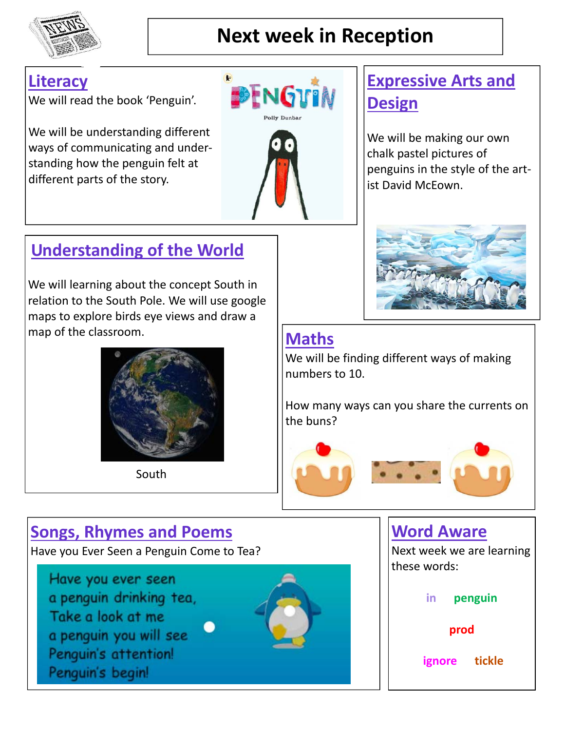# Next week in Reception

## Literacy

We will read the book 'Penguin'.

We will be understanding different ways of communicating and understanding how the penguin felt at different parts of the story.

## Expressive Arts and Design

We will be making our own chalk pastel pictures of penguins in the style of the artist David McEown.

## Understanding of the World

We will learning about the concept South in relation to the South Pole. We will use google maps to explore birds eye views and draw a map of the classroom.

South

## Maths

We will be finding different ways of making numbers to 10.

How many ways can you share the currents on the buns?

## Songs, Rhymes and Poems

Have you Ever Seen a Penguin Come to Tea?

Have you ever seen
a penguin drinking tea,
Take a look at me
a penguin you will see
Penguin's attention!
Penguin's begin!

## Word Aware

Next week we are learning these words:

in penguin

prod

ignore tickle